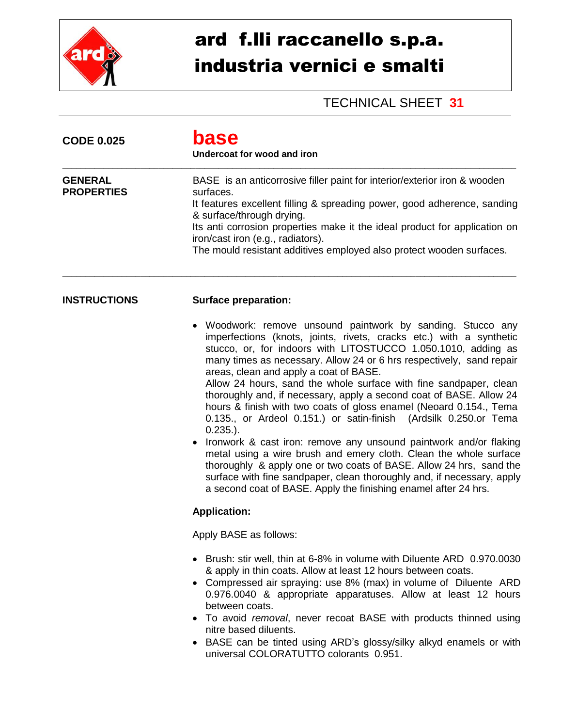# ard f.lli raccanello s.p.a.
# industria vernici e smalti

TECHNICAL SHEET **31**

**CODE 0.025**

## base

**Undercoat for wood and iron**

---

**GENERAL PROPERTIES**

BASE is an anticorrosive filler paint for interior/exterior iron & wooden surfaces.
It features excellent filling & spreading power, good adherence, sanding & surface/through drying.
Its anti corrosion properties make it the ideal product for application on iron/cast iron (e.g., radiators).
The mould resistant additives employed also protect wooden surfaces.

---

**INSTRUCTIONS**

**Surface preparation:**

- Woodwork: remove unsound paintwork by sanding. Stucco any imperfections (knots, joints, rivets, cracks etc.) with a synthetic stucco, or, for indoors with LITOSTUCCO 1.050.1010, adding as many times as necessary. Allow 24 or 6 hrs respectively, sand repair areas, clean and apply a coat of BASE.
  Allow 24 hours, sand the whole surface with fine sandpaper, clean thoroughly and, if necessary, apply a second coat of BASE. Allow 24 hours & finish with two coats of gloss enamel (Neoard 0.154., Tema 0.135., or Ardeol 0.151.) or satin-finish (Ardsilk 0.250.or Tema 0.235.).
- Ironwork & cast iron: remove any unsound paintwork and/or flaking metal using a wire brush and emery cloth. Clean the whole surface thoroughly & apply one or two coats of BASE. Allow 24 hrs, sand the surface with fine sandpaper, clean thoroughly and, if necessary, apply a second coat of BASE. Apply the finishing enamel after 24 hrs.

**Application:**

Apply BASE as follows:

- Brush: stir well, thin at 6-8% in volume with Diluente ARD 0.970.0030 & apply in thin coats. Allow at least 12 hours between coats.
- Compressed air spraying: use 8% (max) in volume of Diluente ARD 0.976.0040 & appropriate apparatuses. Allow at least 12 hours between coats.
- To avoid *removal*, never recoat BASE with products thinned using nitre based diluents.
- BASE can be tinted using ARD's glossy/silky alkyd enamels or with universal COLORATUTTO colorants 0.951.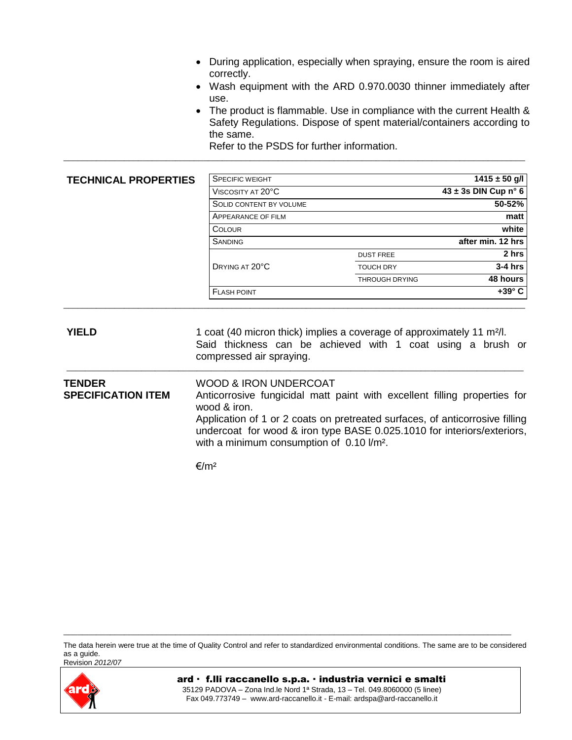- During application, especially when spraying, ensure the room is aired correctly.
- Wash equipment with the ARD 0.970.0030 thinner immediately after use.
- The product is flammable. Use in compliance with the current Health & Safety Regulations. Dispose of spent material/containers according to the same.
  Refer to the PSDS for further information.

## TECHNICAL PROPERTIES

| | | |
|---|---|---|
| SPECIFIC WEIGHT | | **1415 ± 50 g/l** |
| VISCOSITY AT 20°C | | **43 ± 3s DIN Cup n° 6** |
| SOLID CONTENT BY VOLUME | | **50-52%** |
| APPEARANCE OF FILM | | **matt** |
| COLOUR | | **white** |
| SANDING | | **after min. 12 hrs** |
| DRYING AT 20°C | DUST FREE | **2 hrs** |
| | TOUCH DRY | **3-4 hrs** |
| | THROUGH DRYING | **48 hours** |
| FLASH POINT | | **+39° C** |

## YIELD

1 coat (40 micron thick) implies a coverage of approximately 11 m²/l. Said thickness can be achieved with 1 coat using a brush or compressed air spraying.

## TENDER SPECIFICATION ITEM

WOOD & IRON UNDERCOAT
Anticorrosive fungicidal matt paint with excellent filling properties for wood & iron.
Application of 1 or 2 coats on pretreated surfaces, of anticorrosive filling undercoat for wood & iron type BASE 0.025.1010 for interiors/exteriors, with a minimum consumption of 0.10 l/m².

€/m²

The data herein were true at the time of Quality Control and refer to standardized environmental conditions. The same are to be considered as a guide.
Revision *2012/07*

**ard · f.lli raccanello s.p.a. · industria vernici e smalti**
35129 PADOVA – Zona Ind.le Nord 1ª Strada, 13 – Tel. 049.8060000 (5 linee)
Fax 049.773749 – www.ard-raccanello.it - E-mail: ardspa@ard-raccanello.it